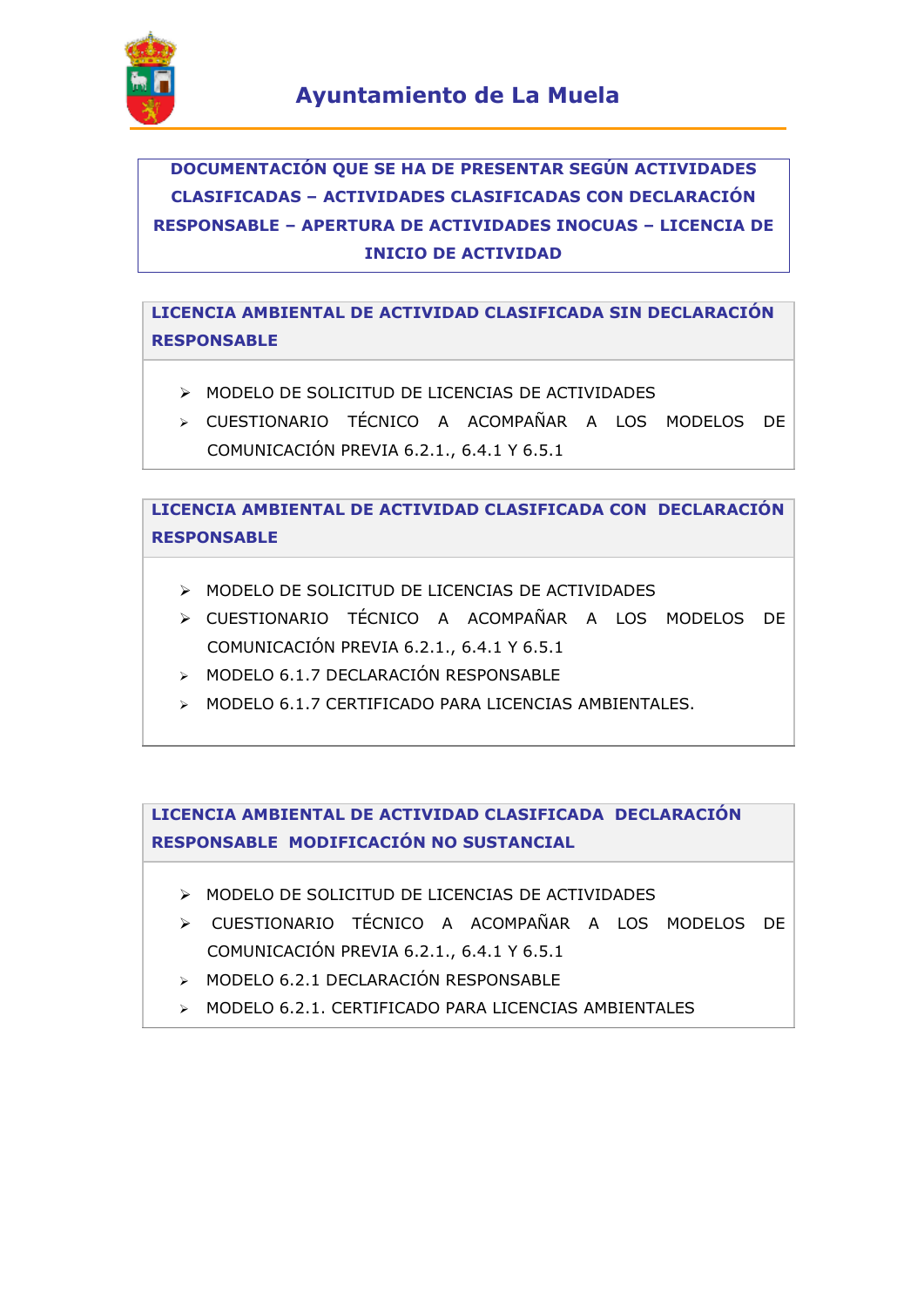# Ayuntamiento de La Muela

## DOCUMENTACIÓN QUE SE HA DE PRESENTAR SEGÚN ACTIVIDADES CLASIFICADAS – ACTIVIDADES CLASIFICADAS CON DECLARACIÓN RESPONSABLE – APERTURA DE ACTIVIDADES INOCUAS – LICENCIA DE INICIO DE ACTIVIDAD

### LICENCIA AMBIENTAL DE ACTIVIDAD CLASIFICADA SIN DECLARACIÓN RESPONSABLE

- MODELO DE SOLICITUD DE LICENCIAS DE ACTIVIDADES
- CUESTIONARIO TÉCNICO A ACOMPAÑAR A LOS MODELOS DE COMUNICACIÓN PREVIA 6.2.1., 6.4.1 Y 6.5.1

### LICENCIA AMBIENTAL DE ACTIVIDAD CLASIFICADA CON DECLARACIÓN RESPONSABLE

- MODELO DE SOLICITUD DE LICENCIAS DE ACTIVIDADES
- CUESTIONARIO TÉCNICO A ACOMPAÑAR A LOS MODELOS DE COMUNICACIÓN PREVIA 6.2.1., 6.4.1 Y 6.5.1
- MODELO 6.1.7 DECLARACIÓN RESPONSABLE
- MODELO 6.1.7 CERTIFICADO PARA LICENCIAS AMBIENTALES.

### LICENCIA AMBIENTAL DE ACTIVIDAD CLASIFICADA DECLARACIÓN RESPONSABLE MODIFICACIÓN NO SUSTANCIAL

- MODELO DE SOLICITUD DE LICENCIAS DE ACTIVIDADES
- CUESTIONARIO TÉCNICO A ACOMPAÑAR A LOS MODELOS DE COMUNICACIÓN PREVIA 6.2.1., 6.4.1 Y 6.5.1
- MODELO 6.2.1 DECLARACIÓN RESPONSABLE
- MODELO 6.2.1. CERTIFICADO PARA LICENCIAS AMBIENTALES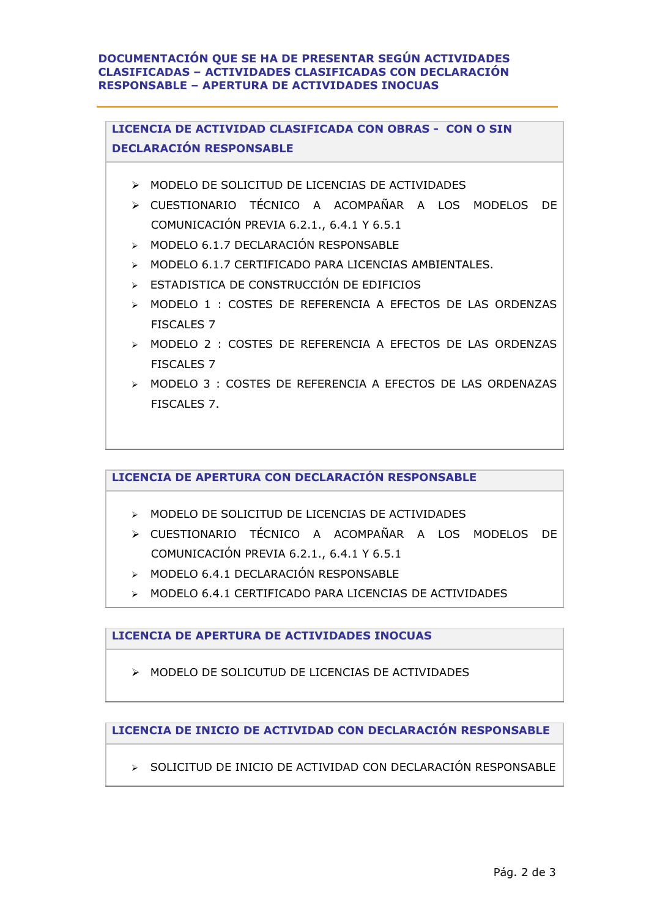**DOCUMENTACIÓN QUE SE HA DE PRESENTAR SEGÚN ACTIVIDADES CLASIFICADAS – ACTIVIDADES CLASIFICADAS CON DECLARACIÓN RESPONSABLE – APERTURA DE ACTIVIDADES INOCUAS**

## LICENCIA DE ACTIVIDAD CLASIFICADA CON OBRAS - CON O SIN DECLARACIÓN RESPONSABLE

- MODELO DE SOLICITUD DE LICENCIAS DE ACTIVIDADES
- CUESTIONARIO TÉCNICO A ACOMPAÑAR A LOS MODELOS DE COMUNICACIÓN PREVIA 6.2.1., 6.4.1 Y 6.5.1
- MODELO 6.1.7 DECLARACIÓN RESPONSABLE
- MODELO 6.1.7 CERTIFICADO PARA LICENCIAS AMBIENTALES.
- ESTADISTICA DE CONSTRUCCIÓN DE EDIFICIOS
- MODELO 1 : COSTES DE REFERENCIA A EFECTOS DE LAS ORDENZAS FISCALES 7
- MODELO 2 : COSTES DE REFERENCIA A EFECTOS DE LAS ORDENZAS FISCALES 7
- MODELO 3 : COSTES DE REFERENCIA A EFECTOS DE LAS ORDENAZAS FISCALES 7.

## LICENCIA DE APERTURA CON DECLARACIÓN RESPONSABLE

- MODELO DE SOLICITUD DE LICENCIAS DE ACTIVIDADES
- CUESTIONARIO TÉCNICO A ACOMPAÑAR A LOS MODELOS DE COMUNICACIÓN PREVIA 6.2.1., 6.4.1 Y 6.5.1
- MODELO 6.4.1 DECLARACIÓN RESPONSABLE
- MODELO 6.4.1 CERTIFICADO PARA LICENCIAS DE ACTIVIDADES

## LICENCIA DE APERTURA DE ACTIVIDADES INOCUAS

- MODELO DE SOLICUTUD DE LICENCIAS DE ACTIVIDADES

## LICENCIA DE INICIO DE ACTIVIDAD CON DECLARACIÓN RESPONSABLE

- SOLICITUD DE INICIO DE ACTIVIDAD CON DECLARACIÓN RESPONSABLE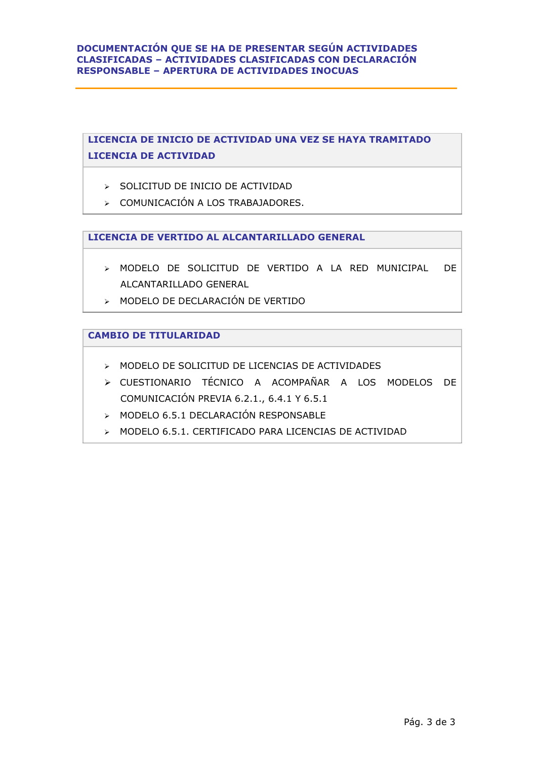**DOCUMENTACIÓN QUE SE HA DE PRESENTAR SEGÚN ACTIVIDADES CLASIFICADAS – ACTIVIDADES CLASIFICADAS CON DECLARACIÓN RESPONSABLE – APERTURA DE ACTIVIDADES INOCUAS**

## LICENCIA DE INICIO DE ACTIVIDAD UNA VEZ SE HAYA TRAMITADO LICENCIA DE ACTIVIDAD

- SOLICITUD DE INICIO DE ACTIVIDAD
- COMUNICACIÓN A LOS TRABAJADORES.

## LICENCIA DE VERTIDO AL ALCANTARILLADO GENERAL

- MODELO DE SOLICITUD DE VERTIDO A LA RED MUNICIPAL DE ALCANTARILLADO GENERAL
- MODELO DE DECLARACIÓN DE VERTIDO

## CAMBIO DE TITULARIDAD

- MODELO DE SOLICITUD DE LICENCIAS DE ACTIVIDADES
- CUESTIONARIO TÉCNICO A ACOMPAÑAR A LOS MODELOS DE COMUNICACIÓN PREVIA 6.2.1., 6.4.1 Y 6.5.1
- MODELO 6.5.1 DECLARACIÓN RESPONSABLE
- MODELO 6.5.1. CERTIFICADO PARA LICENCIAS DE ACTIVIDAD